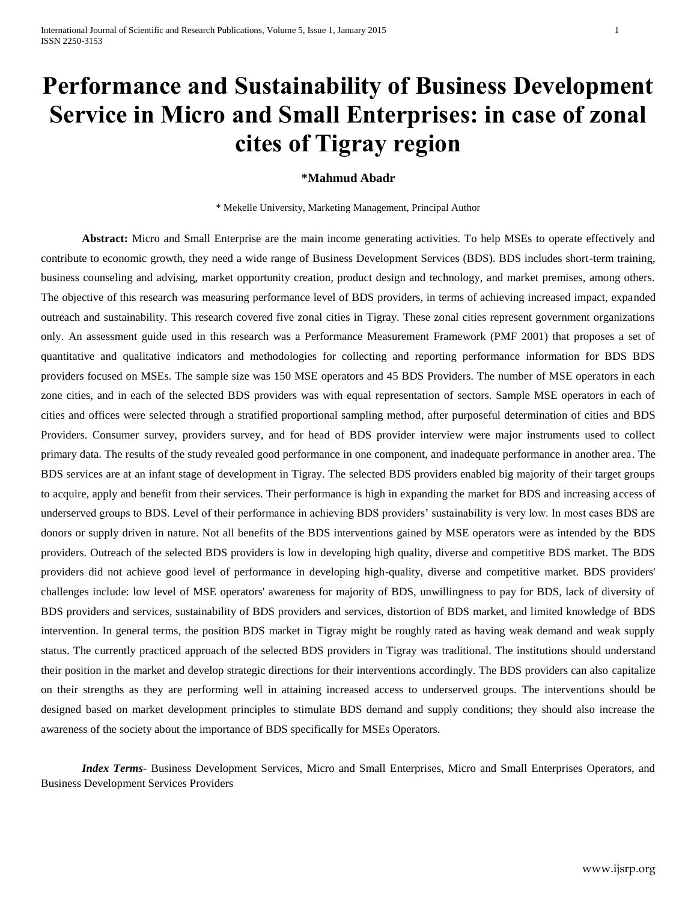# Performance and Sustainability of Business Development Service in Micro and Small Enterprises: in case of zonal cites of Tigray region

**\*Mahmud Abadr**

\* Mekelle University, Marketing Management, Principal Author

**Abstract:** Micro and Small Enterprise are the main income generating activities. To help MSEs to operate effectively and contribute to economic growth, they need a wide range of Business Development Services (BDS). BDS includes short-term training, business counseling and advising, market opportunity creation, product design and technology, and market premises, among others. The objective of this research was measuring performance level of BDS providers, in terms of achieving increased impact, expanded outreach and sustainability. This research covered five zonal cities in Tigray. These zonal cities represent government organizations only. An assessment guide used in this research was a Performance Measurement Framework (PMF 2001) that proposes a set of quantitative and qualitative indicators and methodologies for collecting and reporting performance information for BDS BDS providers focused on MSEs. The sample size was 150 MSE operators and 45 BDS Providers. The number of MSE operators in each zone cities, and in each of the selected BDS providers was with equal representation of sectors. Sample MSE operators in each of cities and offices were selected through a stratified proportional sampling method, after purposeful determination of cities and BDS Providers. Consumer survey, providers survey, and for head of BDS provider interview were major instruments used to collect primary data. The results of the study revealed good performance in one component, and inadequate performance in another area. The BDS services are at an infant stage of development in Tigray. The selected BDS providers enabled big majority of their target groups to acquire, apply and benefit from their services. Their performance is high in expanding the market for BDS and increasing access of underserved groups to BDS. Level of their performance in achieving BDS providers' sustainability is very low. In most cases BDS are donors or supply driven in nature. Not all benefits of the BDS interventions gained by MSE operators were as intended by the BDS providers. Outreach of the selected BDS providers is low in developing high quality, diverse and competitive BDS market. The BDS providers did not achieve good level of performance in developing high-quality, diverse and competitive market. BDS providers' challenges include: low level of MSE operators' awareness for majority of BDS, unwillingness to pay for BDS, lack of diversity of BDS providers and services, sustainability of BDS providers and services, distortion of BDS market, and limited knowledge of BDS intervention. In general terms, the position BDS market in Tigray might be roughly rated as having weak demand and weak supply status. The currently practiced approach of the selected BDS providers in Tigray was traditional. The institutions should understand their position in the market and develop strategic directions for their interventions accordingly. The BDS providers can also capitalize on their strengths as they are performing well in attaining increased access to underserved groups. The interventions should be designed based on market development principles to stimulate BDS demand and supply conditions; they should also increase the awareness of the society about the importance of BDS specifically for MSEs Operators.

***Index Terms***- Business Development Services, Micro and Small Enterprises, Micro and Small Enterprises Operators, and Business Development Services Providers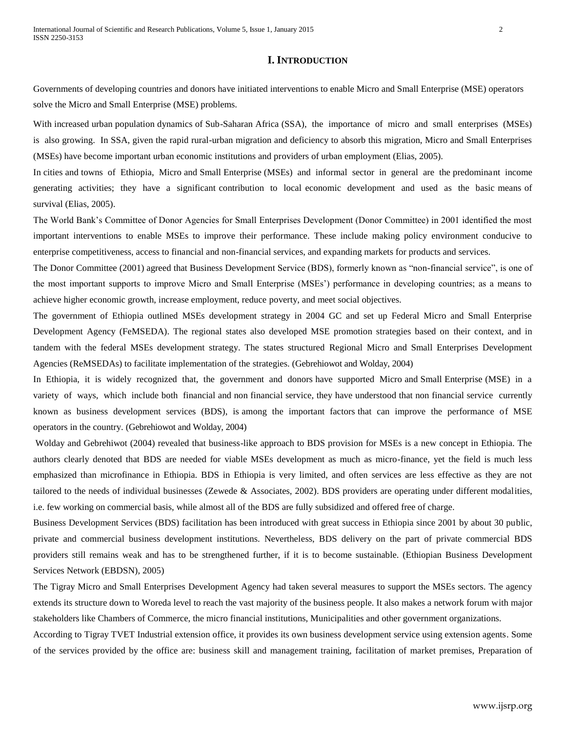# I. INTRODUCTION

Governments of developing countries and donors have initiated interventions to enable Micro and Small Enterprise (MSE) operators solve the Micro and Small Enterprise (MSE) problems.

With increased urban population dynamics of Sub-Saharan Africa (SSA), the importance of micro and small enterprises (MSEs) is also growing. In SSA, given the rapid rural-urban migration and deficiency to absorb this migration, Micro and Small Enterprises (MSEs) have become important urban economic institutions and providers of urban employment (Elias, 2005).

In cities and towns of Ethiopia, Micro and Small Enterprise (MSEs) and informal sector in general are the predominant income generating activities; they have a significant contribution to local economic development and used as the basic means of survival (Elias, 2005).

The World Bank's Committee of Donor Agencies for Small Enterprises Development (Donor Committee) in 2001 identified the most important interventions to enable MSEs to improve their performance. These include making policy environment conducive to enterprise competitiveness, access to financial and non-financial services, and expanding markets for products and services.

The Donor Committee (2001) agreed that Business Development Service (BDS), formerly known as "non-financial service", is one of the most important supports to improve Micro and Small Enterprise (MSEs') performance in developing countries; as a means to achieve higher economic growth, increase employment, reduce poverty, and meet social objectives.

The government of Ethiopia outlined MSEs development strategy in 2004 GC and set up Federal Micro and Small Enterprise Development Agency (FeMSEDA). The regional states also developed MSE promotion strategies based on their context, and in tandem with the federal MSEs development strategy. The states structured Regional Micro and Small Enterprises Development Agencies (ReMSEDAs) to facilitate implementation of the strategies. (Gebrehiowot and Wolday, 2004)

In Ethiopia, it is widely recognized that, the government and donors have supported Micro and Small Enterprise (MSE) in a variety of ways, which include both financial and non financial service, they have understood that non financial service currently known as business development services (BDS), is among the important factors that can improve the performance of MSE operators in the country. (Gebrehiowot and Wolday, 2004)

Wolday and Gebrehiwot (2004) revealed that business-like approach to BDS provision for MSEs is a new concept in Ethiopia. The authors clearly denoted that BDS are needed for viable MSEs development as much as micro-finance, yet the field is much less emphasized than microfinance in Ethiopia. BDS in Ethiopia is very limited, and often services are less effective as they are not tailored to the needs of individual businesses (Zewede & Associates, 2002). BDS providers are operating under different modalities, i.e. few working on commercial basis, while almost all of the BDS are fully subsidized and offered free of charge.

Business Development Services (BDS) facilitation has been introduced with great success in Ethiopia since 2001 by about 30 public, private and commercial business development institutions. Nevertheless, BDS delivery on the part of private commercial BDS providers still remains weak and has to be strengthened further, if it is to become sustainable. (Ethiopian Business Development Services Network (EBDSN), 2005)

The Tigray Micro and Small Enterprises Development Agency had taken several measures to support the MSEs sectors. The agency extends its structure down to Woreda level to reach the vast majority of the business people. It also makes a network forum with major stakeholders like Chambers of Commerce, the micro financial institutions, Municipalities and other government organizations.

According to Tigray TVET Industrial extension office, it provides its own business development service using extension agents. Some of the services provided by the office are: business skill and management training, facilitation of market premises, Preparation of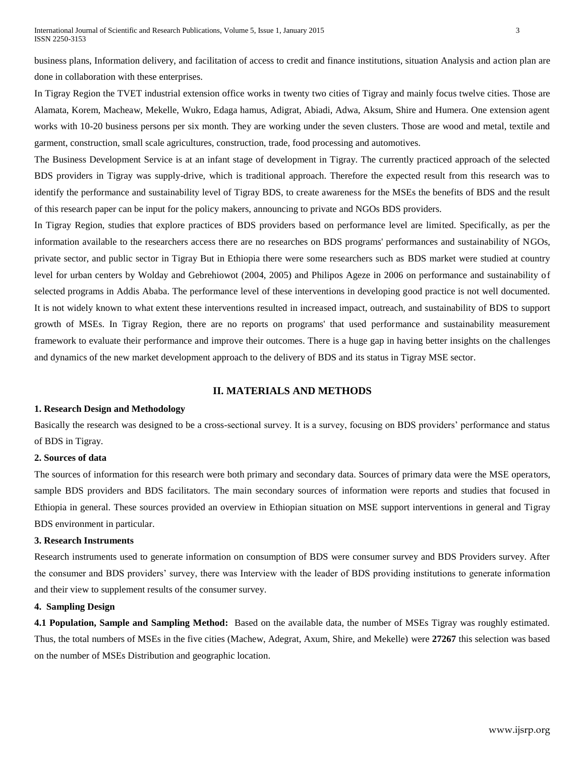business plans, Information delivery, and facilitation of access to credit and finance institutions, situation Analysis and action plan are done in collaboration with these enterprises.

In Tigray Region the TVET industrial extension office works in twenty two cities of Tigray and mainly focus twelve cities. Those are Alamata, Korem, Macheaw, Mekelle, Wukro, Edaga hamus, Adigrat, Abiadi, Adwa, Aksum, Shire and Humera. One extension agent works with 10-20 business persons per six month. They are working under the seven clusters. Those are wood and metal, textile and garment, construction, small scale agricultures, construction, trade, food processing and automotives.

The Business Development Service is at an infant stage of development in Tigray. The currently practiced approach of the selected BDS providers in Tigray was supply-drive, which is traditional approach. Therefore the expected result from this research was to identify the performance and sustainability level of Tigray BDS, to create awareness for the MSEs the benefits of BDS and the result of this research paper can be input for the policy makers, announcing to private and NGOs BDS providers.

In Tigray Region, studies that explore practices of BDS providers based on performance level are limited. Specifically, as per the information available to the researchers access there are no researches on BDS programs' performances and sustainability of NGOs, private sector, and public sector in Tigray But in Ethiopia there were some researchers such as BDS market were studied at country level for urban centers by Wolday and Gebrehiowot (2004, 2005) and Philipos Ageze in 2006 on performance and sustainability of selected programs in Addis Ababa. The performance level of these interventions in developing good practice is not well documented. It is not widely known to what extent these interventions resulted in increased impact, outreach, and sustainability of BDS to support growth of MSEs. In Tigray Region, there are no reports on programs' that used performance and sustainability measurement framework to evaluate their performance and improve their outcomes. There is a huge gap in having better insights on the challenges and dynamics of the new market development approach to the delivery of BDS and its status in Tigray MSE sector.

## II. MATERIALS AND METHODS

### 1. Research Design and Methodology

Basically the research was designed to be a cross-sectional survey. It is a survey, focusing on BDS providers' performance and status of BDS in Tigray.

### 2. Sources of data

The sources of information for this research were both primary and secondary data. Sources of primary data were the MSE operators, sample BDS providers and BDS facilitators. The main secondary sources of information were reports and studies that focused in Ethiopia in general. These sources provided an overview in Ethiopian situation on MSE support interventions in general and Tigray BDS environment in particular.

### 3. Research Instruments

Research instruments used to generate information on consumption of BDS were consumer survey and BDS Providers survey. After the consumer and BDS providers' survey, there was Interview with the leader of BDS providing institutions to generate information and their view to supplement results of the consumer survey.

### 4. Sampling Design

**4.1 Population, Sample and Sampling Method:** Based on the available data, the number of MSEs Tigray was roughly estimated. Thus, the total numbers of MSEs in the five cities (Machew, Adegrat, Axum, Shire, and Mekelle) were **27267** this selection was based on the number of MSEs Distribution and geographic location.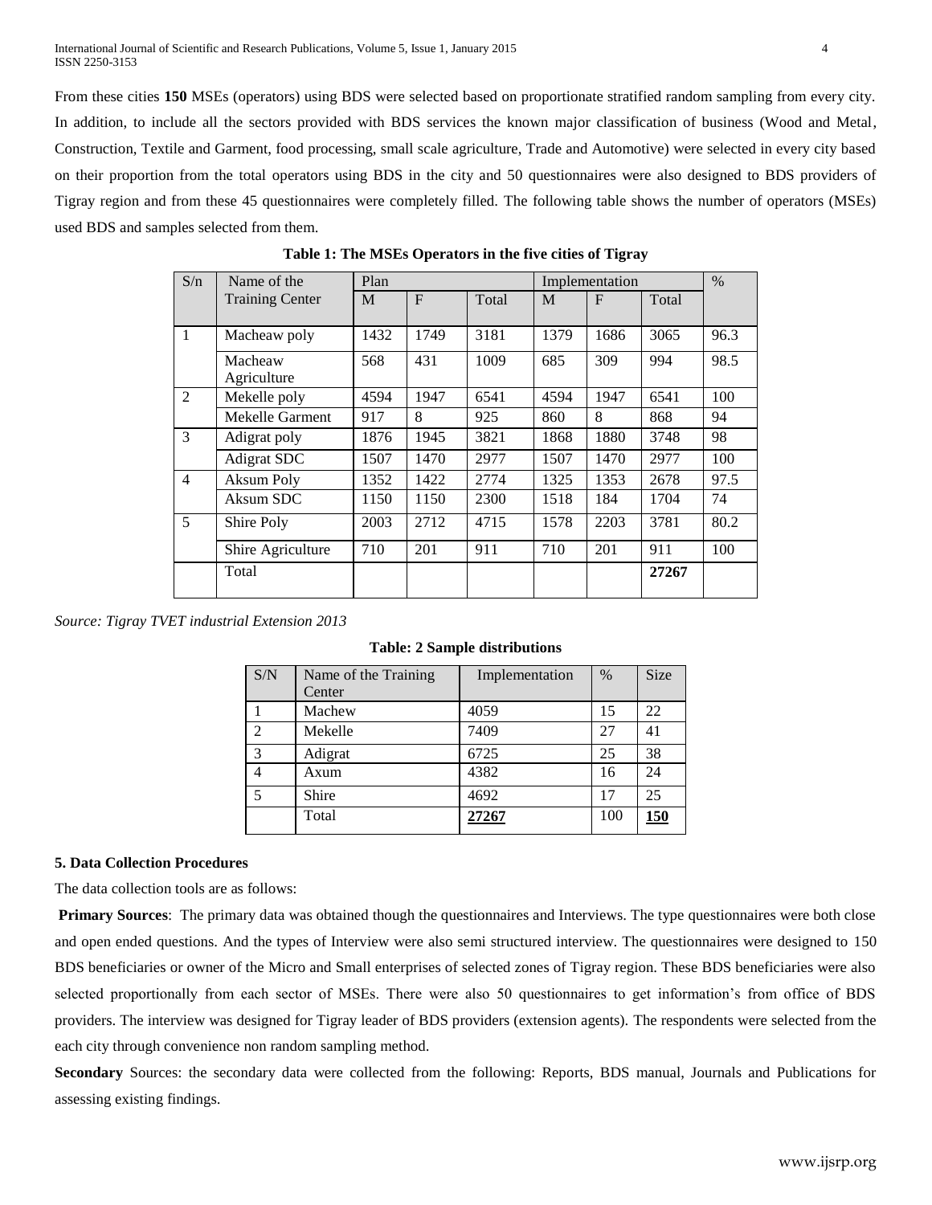From these cities **150** MSEs (operators) using BDS were selected based on proportionate stratified random sampling from every city. In addition, to include all the sectors provided with BDS services the known major classification of business (Wood and Metal, Construction, Textile and Garment, food processing, small scale agriculture, Trade and Automotive) were selected in every city based on their proportion from the total operators using BDS in the city and 50 questionnaires were also designed to BDS providers of Tigray region and from these 45 questionnaires were completely filled. The following table shows the number of operators (MSEs) used BDS and samples selected from them.

**Table 1: The MSEs Operators in the five cities of Tigray**

| S/n | Name of the Training Center | Plan | | | Implementation | | | % |
|---|---|---|---|---|---|---|---|---|
| | | M | F | Total | M | F | Total | |
| 1 | Macheaw poly | 1432 | 1749 | 3181 | 1379 | 1686 | 3065 | 96.3 |
| | Macheaw Agriculture | 568 | 431 | 1009 | 685 | 309 | 994 | 98.5 |
| 2 | Mekelle poly | 4594 | 1947 | 6541 | 4594 | 1947 | 6541 | 100 |
| | Mekelle Garment | 917 | 8 | 925 | 860 | 8 | 868 | 94 |
| 3 | Adigrat poly | 1876 | 1945 | 3821 | 1868 | 1880 | 3748 | 98 |
| | Adigrat SDC | 1507 | 1470 | 2977 | 1507 | 1470 | 2977 | 100 |
| 4 | Aksum Poly | 1352 | 1422 | 2774 | 1325 | 1353 | 2678 | 97.5 |
| | Aksum SDC | 1150 | 1150 | 2300 | 1518 | 184 | 1704 | 74 |
| 5 | Shire Poly | 2003 | 2712 | 4715 | 1578 | 2203 | 3781 | 80.2 |
| | Shire Agriculture | 710 | 201 | 911 | 710 | 201 | 911 | 100 |
| | Total | | | | | | **27267** | |

*Source: Tigray TVET industrial Extension 2013*

**Table: 2 Sample distributions**

| S/N | Name of the Training Center | Implementation | % | Size |
|---|---|---|---|---|
| 1 | Machew | 4059 | 15 | 22 |
| 2 | Mekelle | 7409 | 27 | 41 |
| 3 | Adigrat | 6725 | 25 | 38 |
| 4 | Axum | 4382 | 16 | 24 |
| 5 | Shire | 4692 | 17 | 25 |
| | Total | **27267** | 100 | **150** |

### 5. Data Collection Procedures

The data collection tools are as follows:

**Primary Sources**: The primary data was obtained though the questionnaires and Interviews. The type questionnaires were both close and open ended questions. And the types of Interview were also semi structured interview. The questionnaires were designed to 150 BDS beneficiaries or owner of the Micro and Small enterprises of selected zones of Tigray region. These BDS beneficiaries were also selected proportionally from each sector of MSEs. There were also 50 questionnaires to get information's from office of BDS providers. The interview was designed for Tigray leader of BDS providers (extension agents). The respondents were selected from the each city through convenience non random sampling method.

**Secondary** Sources: the secondary data were collected from the following: Reports, BDS manual, Journals and Publications for assessing existing findings.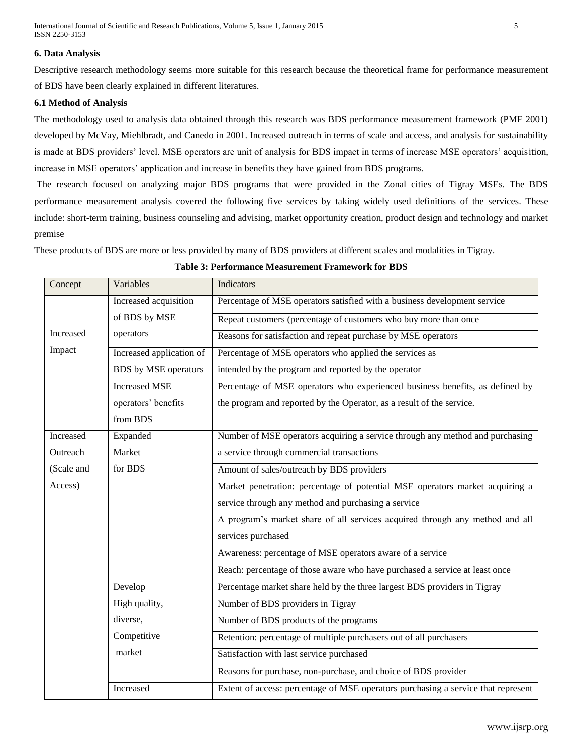### 6. Data Analysis

Descriptive research methodology seems more suitable for this research because the theoretical frame for performance measurement of BDS have been clearly explained in different literatures.

### 6.1 Method of Analysis

The methodology used to analysis data obtained through this research was BDS performance measurement framework (PMF 2001) developed by McVay, Miehlbradt, and Canedo in 2001. Increased outreach in terms of scale and access, and analysis for sustainability is made at BDS providers' level. MSE operators are unit of analysis for BDS impact in terms of increase MSE operators' acquisition, increase in MSE operators' application and increase in benefits they have gained from BDS programs.

The research focused on analyzing major BDS programs that were provided in the Zonal cities of Tigray MSEs. The BDS performance measurement analysis covered the following five services by taking widely used definitions of the services. These include: short-term training, business counseling and advising, market opportunity creation, product design and technology and market premise

These products of BDS are more or less provided by many of BDS providers at different scales and modalities in Tigray.

**Table 3: Performance Measurement Framework for BDS**

| Concept | Variables | Indicators |
|---|---|---|
| Increased Impact | Increased acquisition of BDS by MSE operators | Percentage of MSE operators satisfied with a business development service |
| | | Repeat customers (percentage of customers who buy more than once |
| | | Reasons for satisfaction and repeat purchase by MSE operators |
| | Increased application of BDS by MSE operators | Percentage of MSE operators who applied the services as intended by the program and reported by the operator |
| | Increased MSE operators' benefits from BDS | Percentage of MSE operators who experienced business benefits, as defined by the program and reported by the Operator, as a result of the service. |
| Increased Outreach (Scale and Access) | Expanded Market for BDS | Number of MSE operators acquiring a service through any method and purchasing a service through commercial transactions |
| | | Amount of sales/outreach by BDS providers |
| | | Market penetration: percentage of potential MSE operators market acquiring a service through any method and purchasing a service |
| | | A program's market share of all services acquired through any method and all services purchased |
| | | Awareness: percentage of MSE operators aware of a service |
| | | Reach: percentage of those aware who have purchased a service at least once |
| | Develop High quality, diverse, Competitive market | Percentage market share held by the three largest BDS providers in Tigray |
| | | Number of BDS providers in Tigray |
| | | Number of BDS products of the programs |
| | | Retention: percentage of multiple purchasers out of all purchasers |
| | | Satisfaction with last service purchased |
| | | Reasons for purchase, non-purchase, and choice of BDS provider |
| | Increased | Extent of access: percentage of MSE operators purchasing a service that represent |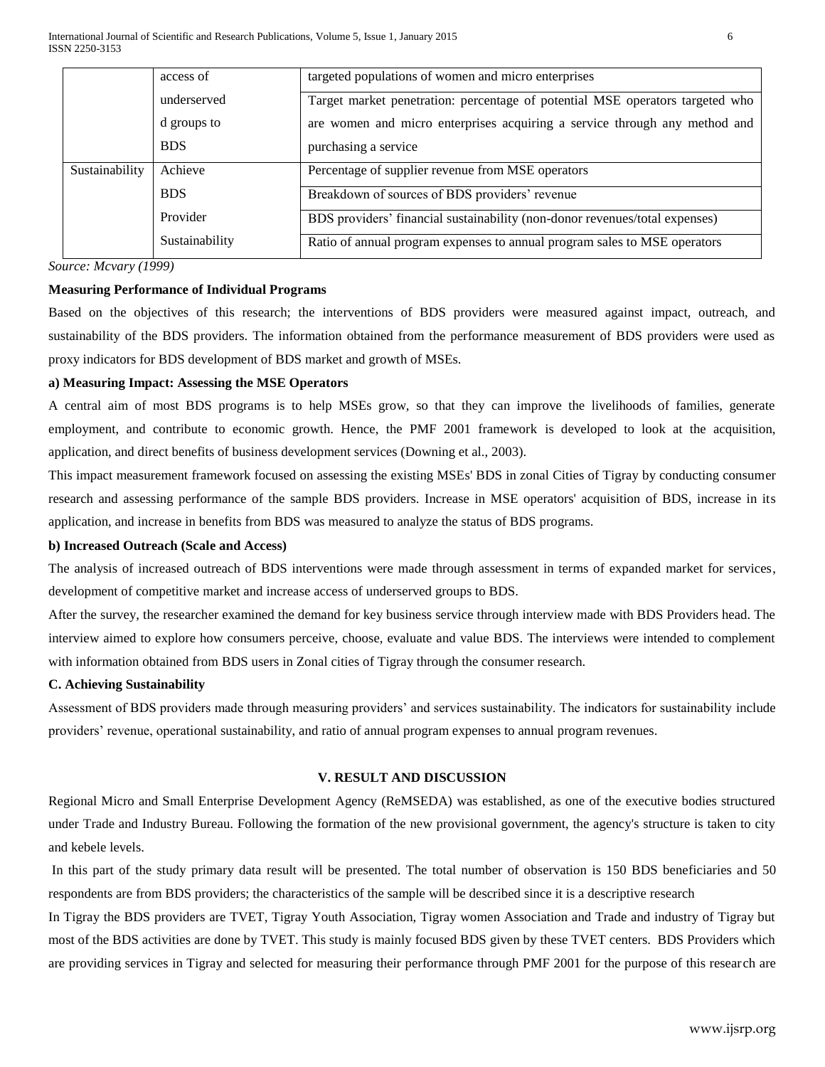| | access of underserved groups to BDS | targeted populations of women and micro enterprises |
|---|---|---|
| | | Target market penetration: percentage of potential MSE operators targeted who are women and micro enterprises acquiring a service through any method and purchasing a service |
| Sustainability | Achieve BDS Provider Sustainability | Percentage of supplier revenue from MSE operators |
| | | Breakdown of sources of BDS providers' revenue |
| | | BDS providers' financial sustainability (non-donor revenues/total expenses) |
| | | Ratio of annual program expenses to annual program sales to MSE operators |

*Source: Mcvary (1999)*

**Measuring Performance of Individual Programs**

Based on the objectives of this research; the interventions of BDS providers were measured against impact, outreach, and sustainability of the BDS providers. The information obtained from the performance measurement of BDS providers were used as proxy indicators for BDS development of BDS market and growth of MSEs.

**a) Measuring Impact: Assessing the MSE Operators**

A central aim of most BDS programs is to help MSEs grow, so that they can improve the livelihoods of families, generate employment, and contribute to economic growth. Hence, the PMF 2001 framework is developed to look at the acquisition, application, and direct benefits of business development services (Downing et al., 2003).

This impact measurement framework focused on assessing the existing MSEs' BDS in zonal Cities of Tigray by conducting consumer research and assessing performance of the sample BDS providers. Increase in MSE operators' acquisition of BDS, increase in its application, and increase in benefits from BDS was measured to analyze the status of BDS programs.

**b) Increased Outreach (Scale and Access)**

The analysis of increased outreach of BDS interventions were made through assessment in terms of expanded market for services, development of competitive market and increase access of underserved groups to BDS.

After the survey, the researcher examined the demand for key business service through interview made with BDS Providers head. The interview aimed to explore how consumers perceive, choose, evaluate and value BDS. The interviews were intended to complement with information obtained from BDS users in Zonal cities of Tigray through the consumer research.

**C. Achieving Sustainability**

Assessment of BDS providers made through measuring providers' and services sustainability. The indicators for sustainability include providers' revenue, operational sustainability, and ratio of annual program expenses to annual program revenues.

## V. RESULT AND DISCUSSION

Regional Micro and Small Enterprise Development Agency (ReMSEDA) was established, as one of the executive bodies structured under Trade and Industry Bureau. Following the formation of the new provisional government, the agency's structure is taken to city and kebele levels.

In this part of the study primary data result will be presented. The total number of observation is 150 BDS beneficiaries and 50 respondents are from BDS providers; the characteristics of the sample will be described since it is a descriptive research

In Tigray the BDS providers are TVET, Tigray Youth Association, Tigray women Association and Trade and industry of Tigray but most of the BDS activities are done by TVET. This study is mainly focused BDS given by these TVET centers. BDS Providers which are providing services in Tigray and selected for measuring their performance through PMF 2001 for the purpose of this research are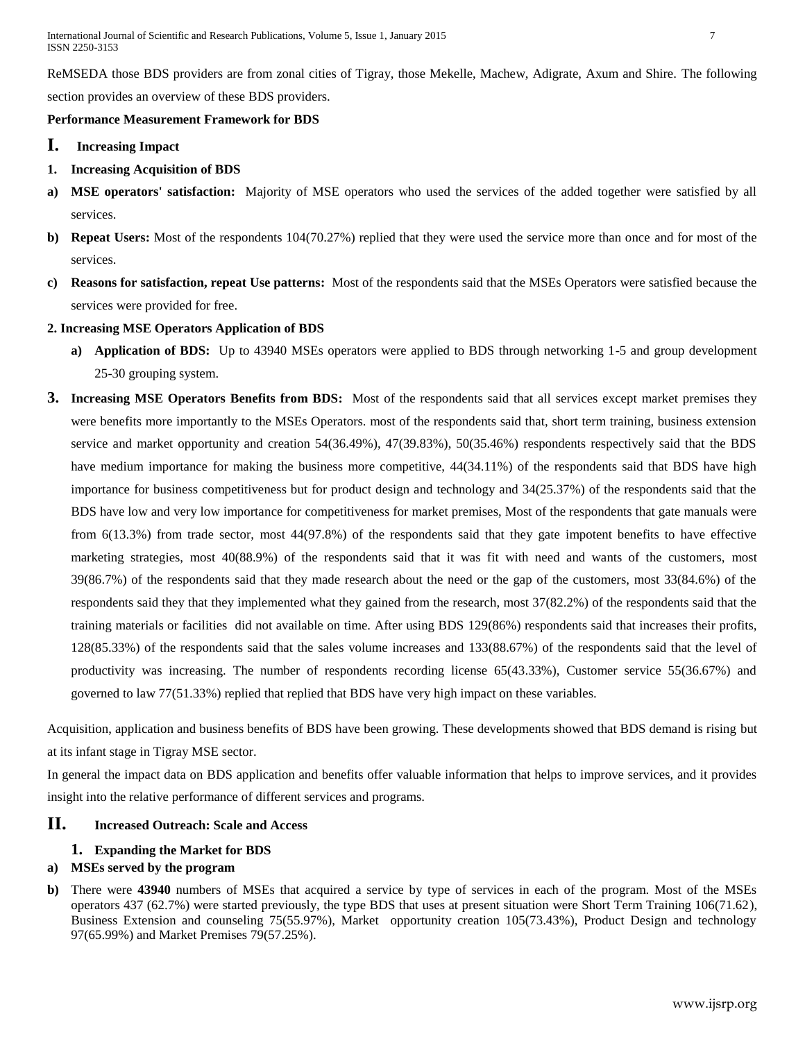ReMSEDA those BDS providers are from zonal cities of Tigray, those Mekelle, Machew, Adigrate, Axum and Shire. The following section provides an overview of these BDS providers.

**Performance Measurement Framework for BDS**

## I. Increasing Impact

**1. Increasing Acquisition of BDS**

**a) MSE operators' satisfaction:** Majority of MSE operators who used the services of the added together were satisfied by all services.

**b) Repeat Users:** Most of the respondents 104(70.27%) replied that they were used the service more than once and for most of the services.

**c) Reasons for satisfaction, repeat Use patterns:** Most of the respondents said that the MSEs Operators were satisfied because the services were provided for free.

**2. Increasing MSE Operators Application of BDS**

**a) Application of BDS:** Up to 43940 MSEs operators were applied to BDS through networking 1-5 and group development 25-30 grouping system.

**3. Increasing MSE Operators Benefits from BDS:** Most of the respondents said that all services except market premises they were benefits more importantly to the MSEs Operators. most of the respondents said that, short term training, business extension service and market opportunity and creation 54(36.49%), 47(39.83%), 50(35.46%) respondents respectively said that the BDS have medium importance for making the business more competitive, 44(34.11%) of the respondents said that BDS have high importance for business competitiveness but for product design and technology and 34(25.37%) of the respondents said that the BDS have low and very low importance for competitiveness for market premises, Most of the respondents that gate manuals were from 6(13.3%) from trade sector, most 44(97.8%) of the respondents said that they gate impotent benefits to have effective marketing strategies, most 40(88.9%) of the respondents said that it was fit with need and wants of the customers, most 39(86.7%) of the respondents said that they made research about the need or the gap of the customers, most 33(84.6%) of the respondents said they that they implemented what they gained from the research, most 37(82.2%) of the respondents said that the training materials or facilities did not available on time. After using BDS 129(86%) respondents said that increases their profits, 128(85.33%) of the respondents said that the sales volume increases and 133(88.67%) of the respondents said that the level of productivity was increasing. The number of respondents recording license 65(43.33%), Customer service 55(36.67%) and governed to law 77(51.33%) replied that replied that BDS have very high impact on these variables.

Acquisition, application and business benefits of BDS have been growing. These developments showed that BDS demand is rising but at its infant stage in Tigray MSE sector.

In general the impact data on BDS application and benefits offer valuable information that helps to improve services, and it provides insight into the relative performance of different services and programs.

## II. Increased Outreach: Scale and Access

### 1. Expanding the Market for BDS

**a) MSEs served by the program**

**b)** There were **43940** numbers of MSEs that acquired a service by type of services in each of the program. Most of the MSEs operators 437 (62.7%) were started previously, the type BDS that uses at present situation were Short Term Training 106(71.62), Business Extension and counseling 75(55.97%), Market opportunity creation 105(73.43%), Product Design and technology 97(65.99%) and Market Premises 79(57.25%).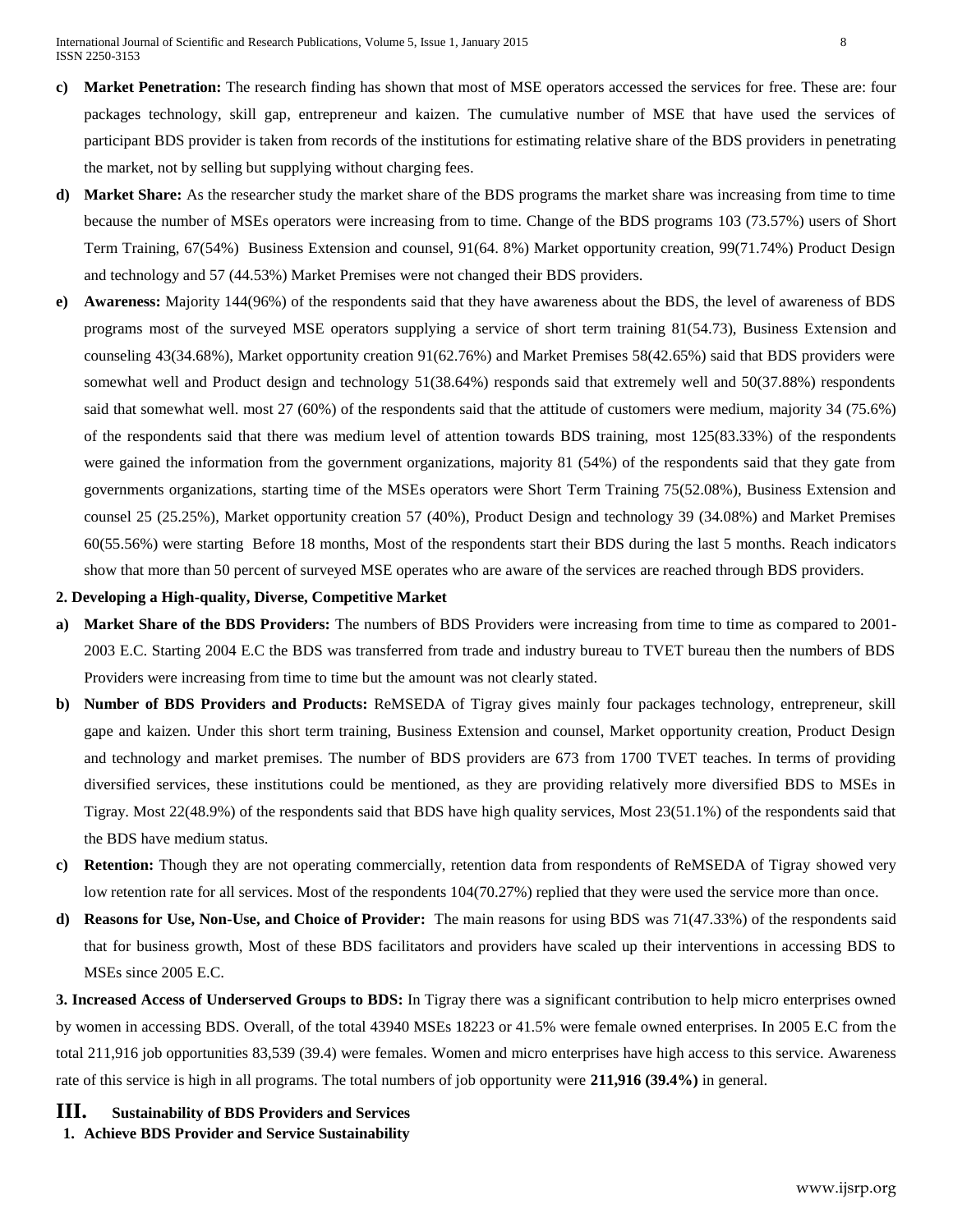c) **Market Penetration:** The research finding has shown that most of MSE operators accessed the services for free. These are: four packages technology, skill gap, entrepreneur and kaizen. The cumulative number of MSE that have used the services of participant BDS provider is taken from records of the institutions for estimating relative share of the BDS providers in penetrating the market, not by selling but supplying without charging fees.

d) **Market Share:** As the researcher study the market share of the BDS programs the market share was increasing from time to time because the number of MSEs operators were increasing from to time. Change of the BDS programs 103 (73.57%) users of Short Term Training, 67(54%) Business Extension and counsel, 91(64. 8%) Market opportunity creation, 99(71.74%) Product Design and technology and 57 (44.53%) Market Premises were not changed their BDS providers.

e) **Awareness:** Majority 144(96%) of the respondents said that they have awareness about the BDS, the level of awareness of BDS programs most of the surveyed MSE operators supplying a service of short term training 81(54.73), Business Extension and counseling 43(34.68%), Market opportunity creation 91(62.76%) and Market Premises 58(42.65%) said that BDS providers were somewhat well and Product design and technology 51(38.64%) responds said that extremely well and 50(37.88%) respondents said that somewhat well. most 27 (60%) of the respondents said that the attitude of customers were medium, majority 34 (75.6%) of the respondents said that there was medium level of attention towards BDS training, most 125(83.33%) of the respondents were gained the information from the government organizations, majority 81 (54%) of the respondents said that they gate from governments organizations, starting time of the MSEs operators were Short Term Training 75(52.08%), Business Extension and counsel 25 (25.25%), Market opportunity creation 57 (40%), Product Design and technology 39 (34.08%) and Market Premises 60(55.56%) were starting Before 18 months, Most of the respondents start their BDS during the last 5 months. Reach indicators show that more than 50 percent of surveyed MSE operates who are aware of the services are reached through BDS providers.

**2. Developing a High-quality, Diverse, Competitive Market**

a) **Market Share of the BDS Providers:** The numbers of BDS Providers were increasing from time to time as compared to 2001-2003 E.C. Starting 2004 E.C the BDS was transferred from trade and industry bureau to TVET bureau then the numbers of BDS Providers were increasing from time to time but the amount was not clearly stated.

b) **Number of BDS Providers and Products:** ReMSEDA of Tigray gives mainly four packages technology, entrepreneur, skill gape and kaizen. Under this short term training, Business Extension and counsel, Market opportunity creation, Product Design and technology and market premises. The number of BDS providers are 673 from 1700 TVET teaches. In terms of providing diversified services, these institutions could be mentioned, as they are providing relatively more diversified BDS to MSEs in Tigray. Most 22(48.9%) of the respondents said that BDS have high quality services, Most 23(51.1%) of the respondents said that the BDS have medium status.

c) **Retention:** Though they are not operating commercially, retention data from respondents of ReMSEDA of Tigray showed very low retention rate for all services. Most of the respondents 104(70.27%) replied that they were used the service more than once.

d) **Reasons for Use, Non-Use, and Choice of Provider:** The main reasons for using BDS was 71(47.33%) of the respondents said that for business growth, Most of these BDS facilitators and providers have scaled up their interventions in accessing BDS to MSEs since 2005 E.C.

**3. Increased Access of Underserved Groups to BDS:** In Tigray there was a significant contribution to help micro enterprises owned by women in accessing BDS. Overall, of the total 43940 MSEs 18223 or 41.5% were female owned enterprises. In 2005 E.C from the total 211,916 job opportunities 83,539 (39.4) were females. Women and micro enterprises have high access to this service. Awareness rate of this service is high in all programs. The total numbers of job opportunity were **211,916 (39.4%)** in general.

## III. Sustainability of BDS Providers and Services

**1. Achieve BDS Provider and Service Sustainability**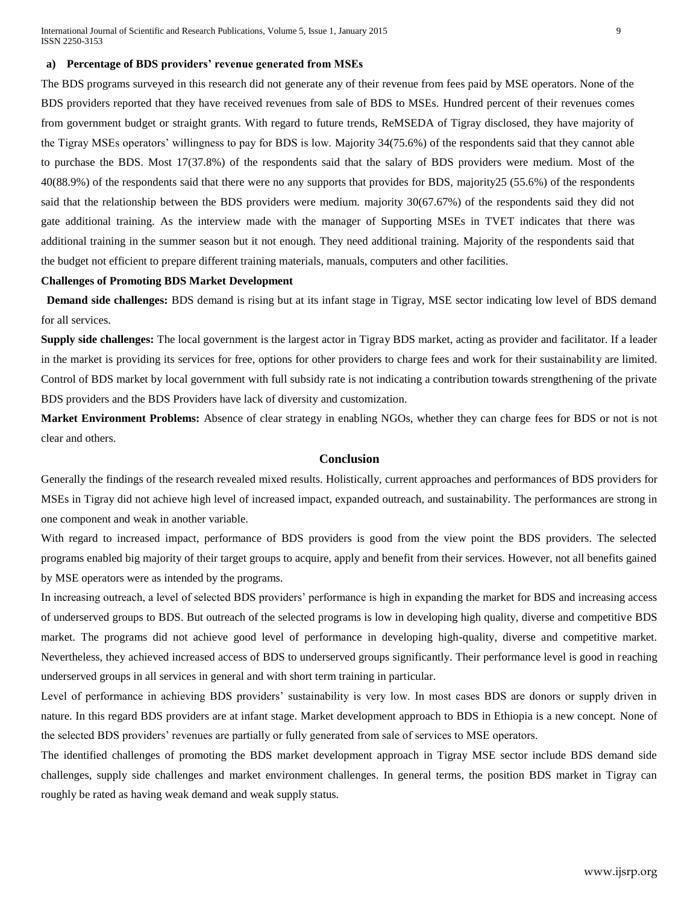### a) Percentage of BDS providers' revenue generated from MSEs

The BDS programs surveyed in this research did not generate any of their revenue from fees paid by MSE operators. None of the BDS providers reported that they have received revenues from sale of BDS to MSEs. Hundred percent of their revenues comes from government budget or straight grants. With regard to future trends, ReMSEDA of Tigray disclosed, they have majority of the Tigray MSEs operators' willingness to pay for BDS is low. Majority 34(75.6%) of the respondents said that they cannot able to purchase the BDS. Most 17(37.8%) of the respondents said that the salary of BDS providers were medium. Most of the 40(88.9%) of the respondents said that there were no any supports that provides for BDS, majority25 (55.6%) of the respondents said that the relationship between the BDS providers were medium. majority 30(67.67%) of the respondents said they did not gate additional training. As the interview made with the manager of Supporting MSEs in TVET indicates that there was additional training in the summer season but it not enough. They need additional training. Majority of the respondents said that the budget not efficient to prepare different training materials, manuals, computers and other facilities.

**Challenges of Promoting BDS Market Development**

**Demand side challenges:** BDS demand is rising but at its infant stage in Tigray, MSE sector indicating low level of BDS demand for all services.

**Supply side challenges:** The local government is the largest actor in Tigray BDS market, acting as provider and facilitator. If a leader in the market is providing its services for free, options for other providers to charge fees and work for their sustainability are limited. Control of BDS market by local government with full subsidy rate is not indicating a contribution towards strengthening of the private BDS providers and the BDS Providers have lack of diversity and customization.

**Market Environment Problems:** Absence of clear strategy in enabling NGOs, whether they can charge fees for BDS or not is not clear and others.

## Conclusion

Generally the findings of the research revealed mixed results. Holistically, current approaches and performances of BDS providers for MSEs in Tigray did not achieve high level of increased impact, expanded outreach, and sustainability. The performances are strong in one component and weak in another variable.

With regard to increased impact, performance of BDS providers is good from the view point the BDS providers. The selected programs enabled big majority of their target groups to acquire, apply and benefit from their services. However, not all benefits gained by MSE operators were as intended by the programs.

In increasing outreach, a level of selected BDS providers' performance is high in expanding the market for BDS and increasing access of underserved groups to BDS. But outreach of the selected programs is low in developing high quality, diverse and competitive BDS market. The programs did not achieve good level of performance in developing high-quality, diverse and competitive market. Nevertheless, they achieved increased access of BDS to underserved groups significantly. Their performance level is good in reaching underserved groups in all services in general and with short term training in particular.

Level of performance in achieving BDS providers' sustainability is very low. In most cases BDS are donors or supply driven in nature. In this regard BDS providers are at infant stage. Market development approach to BDS in Ethiopia is a new concept. None of the selected BDS providers' revenues are partially or fully generated from sale of services to MSE operators.

The identified challenges of promoting the BDS market development approach in Tigray MSE sector include BDS demand side challenges, supply side challenges and market environment challenges. In general terms, the position BDS market in Tigray can roughly be rated as having weak demand and weak supply status.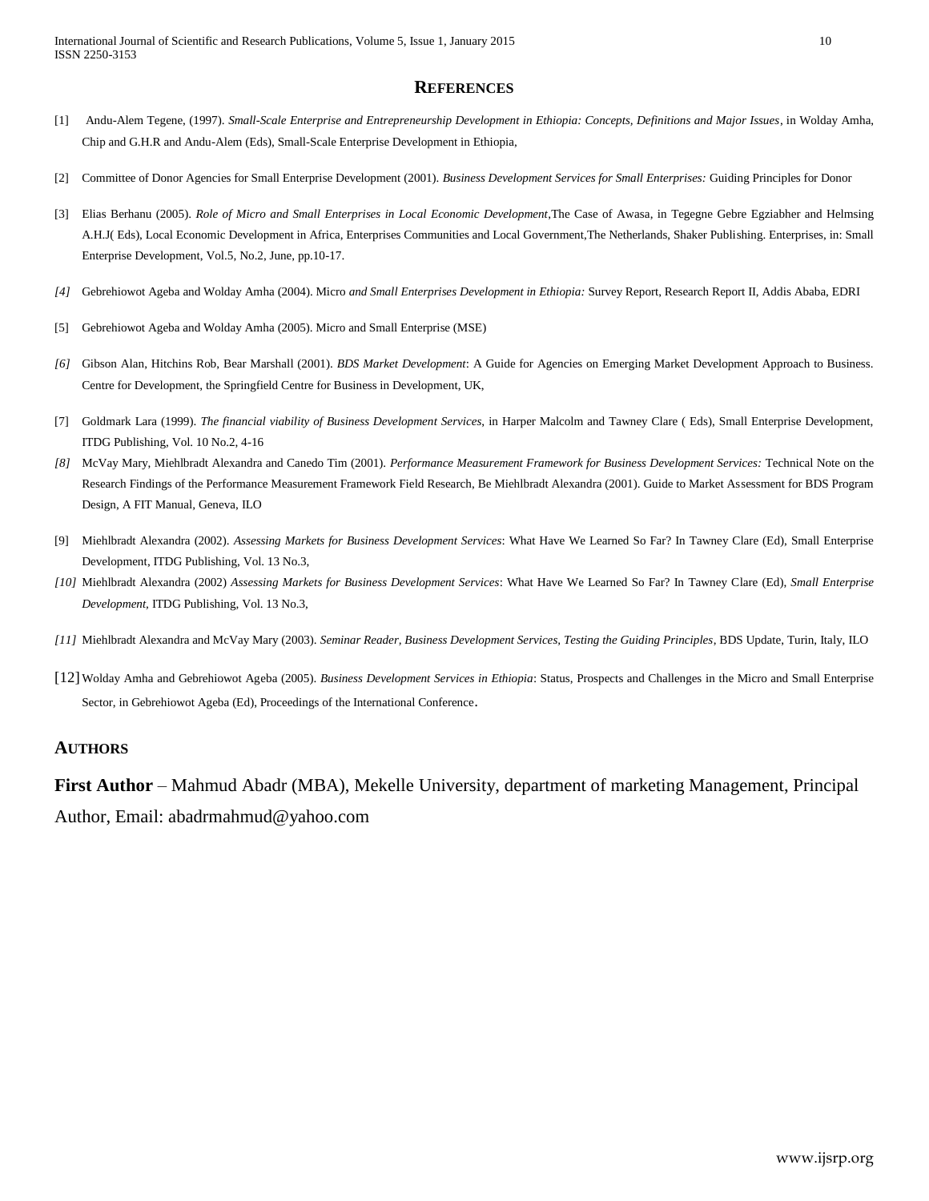## REFERENCES

[1] Andu-Alem Tegene, (1997). *Small-Scale Enterprise and Entrepreneurship Development in Ethiopia: Concepts, Definitions and Major Issues*, in Wolday Amha, Chip and G.H.R and Andu-Alem (Eds), Small-Scale Enterprise Development in Ethiopia,

[2] Committee of Donor Agencies for Small Enterprise Development (2001). *Business Development Services for Small Enterprises:* Guiding Principles for Donor

[3] Elias Berhanu (2005). *Role of Micro and Small Enterprises in Local Economic Development*,The Case of Awasa, in Tegegne Gebre Egziabher and Helmsing A.H.J( Eds), Local Economic Development in Africa, Enterprises Communities and Local Government,The Netherlands, Shaker Publishing. Enterprises, in: Small Enterprise Development, Vol.5, No.2, June, pp.10-17.

[4] Gebrehiowot Ageba and Wolday Amha (2004). Micro *and Small Enterprises Development in Ethiopia:* Survey Report, Research Report II, Addis Ababa, EDRI

[5] Gebrehiowot Ageba and Wolday Amha (2005). Micro and Small Enterprise (MSE)

[6] Gibson Alan, Hitchins Rob, Bear Marshall (2001). *BDS Market Development*: A Guide for Agencies on Emerging Market Development Approach to Business. Centre for Development, the Springfield Centre for Business in Development, UK,

[7] Goldmark Lara (1999). *The financial viability of Business Development Services*, in Harper Malcolm and Tawney Clare ( Eds), Small Enterprise Development, ITDG Publishing, Vol. 10 No.2, 4-16

[8] McVay Mary, Miehlbradt Alexandra and Canedo Tim (2001). *Performance Measurement Framework for Business Development Services:* Technical Note on the Research Findings of the Performance Measurement Framework Field Research, Be Miehlbradt Alexandra (2001). Guide to Market Assessment for BDS Program Design, A FIT Manual, Geneva, ILO

[9] Miehlbradt Alexandra (2002). *Assessing Markets for Business Development Services*: What Have We Learned So Far? In Tawney Clare (Ed), Small Enterprise Development, ITDG Publishing, Vol. 13 No.3,

[10] Miehlbradt Alexandra (2002) *Assessing Markets for Business Development Services*: What Have We Learned So Far? In Tawney Clare (Ed), *Small Enterprise Development*, ITDG Publishing, Vol. 13 No.3,

[11] Miehlbradt Alexandra and McVay Mary (2003). *Seminar Reader, Business Development Services, Testing the Guiding Principles*, BDS Update, Turin, Italy, ILO

[12] Wolday Amha and Gebrehiowot Ageba (2005). *Business Development Services in Ethiopia*: Status, Prospects and Challenges in the Micro and Small Enterprise Sector, in Gebrehiowot Ageba (Ed), Proceedings of the International Conference.

## AUTHORS

**First Author** – Mahmud Abadr (MBA), Mekelle University, department of marketing Management, Principal Author, Email: abadrmahmud@yahoo.com